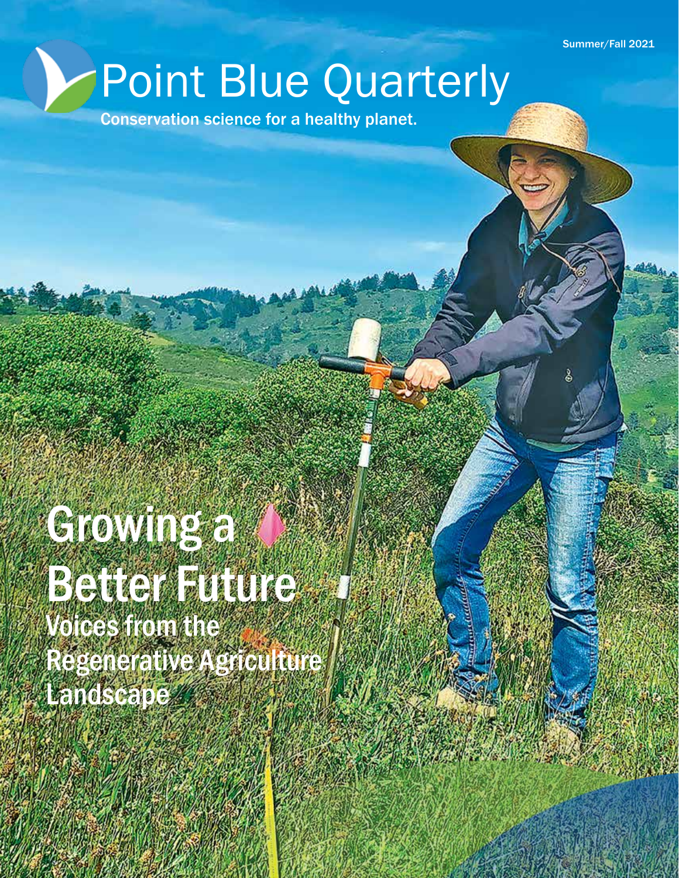Summer/Fall 2021

# Point Blue Quarterly

Conservation science for a healthy planet.

## Growing a Better Future

### Voices from the Regenerative Agriculture Landscape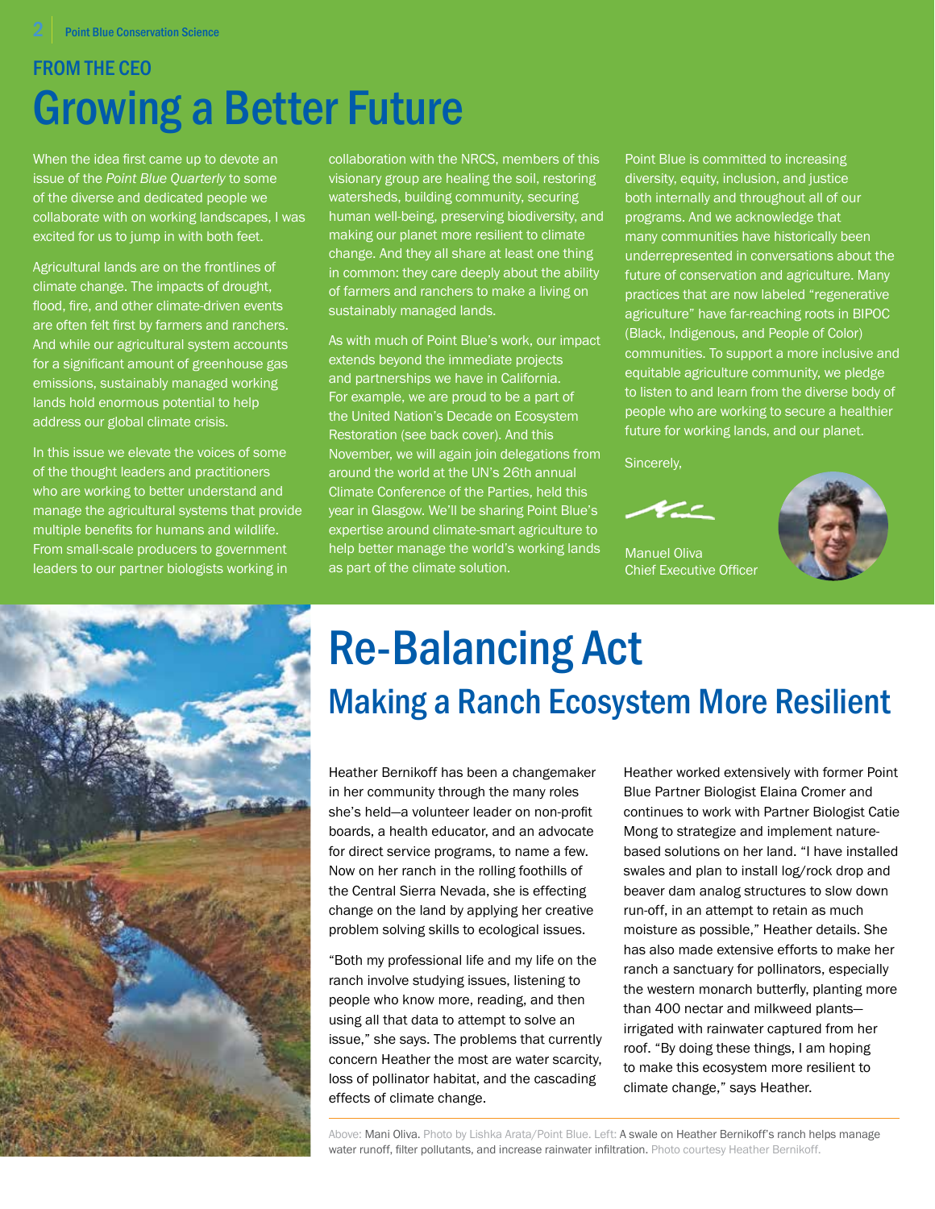## FROM THE CEO

# Growing a Better Future

When the idea first came up to devote an issue of the *Point Blue Quarterly* to some of the diverse and dedicated people we collaborate with on working landscapes, I was excited for us to jump in with both feet.

Agricultural lands are on the frontlines of climate change. The impacts of drought, flood, fire, and other climate-driven events are often felt first by farmers and ranchers. And while our agricultural system accounts for a significant amount of greenhouse gas emissions, sustainably managed working lands hold enormous potential to help address our global climate crisis.

In this issue we elevate the voices of some of the thought leaders and practitioners who are working to better understand and manage the agricultural systems that provide multiple benefits for humans and wildlife. From small-scale producers to government leaders to our partner biologists working in collaboration with the NRCS, members of this visionary group are healing the soil, restoring watersheds, building community, securing human well-being, preserving biodiversity, and making our planet more resilient to climate change. And they all share at least one thing in common: they care deeply about the ability of farmers and ranchers to make a living on sustainably managed lands.

As with much of Point Blue's work, our impact extends beyond the immediate projects and partnerships we have in California. For example, we are proud to be a part of the United Nation's Decade on Ecosystem Restoration (see back cover). And this November, we will again join delegations from around the world at the UN's 26th annual Climate Conference of the Parties, held this year in Glasgow. We'll be sharing Point Blue's expertise around climate-smart agriculture to help better manage the world's working lands as part of the climate solution.

Point Blue is committed to increasing diversity, equity, inclusion, and justice both internally and throughout all of our programs. And we acknowledge that many communities have historically been underrepresented in conversations about the future of conservation and agriculture. Many practices that are now labeled "regenerative agriculture" have far-reaching roots in BIPOC (Black, Indigenous, and People of Color) communities. To support a more inclusive and equitable agriculture community, we pledge to listen to and learn from the diverse body of people who are working to secure a healthier future for working lands, and our planet.

Sincerely,

Manuel Oliva
Chief Executive Officer

# Re-Balancing Act

## Making a Ranch Ecosystem More Resilient

Heather Bernikoff has been a changemaker in her community through the many roles she's held—a volunteer leader on non-profit boards, a health educator, and an advocate for direct service programs, to name a few. Now on her ranch in the rolling foothills of the Central Sierra Nevada, she is effecting change on the land by applying her creative problem solving skills to ecological issues.

"Both my professional life and my life on the ranch involve studying issues, listening to people who know more, reading, and then using all that data to attempt to solve an issue," she says. The problems that currently concern Heather the most are water scarcity, loss of pollinator habitat, and the cascading effects of climate change.

Heather worked extensively with former Point Blue Partner Biologist Elaina Cromer and continues to work with Partner Biologist Catie Mong to strategize and implement nature-based solutions on her land. "I have installed swales and plan to install log/rock drop and beaver dam analog structures to slow down run-off, in an attempt to retain as much moisture as possible," Heather details. She has also made extensive efforts to make her ranch a sanctuary for pollinators, especially the western monarch butterfly, planting more than 400 nectar and milkweed plants—irrigated with rainwater captured from her roof. "By doing these things, I am hoping to make this ecosystem more resilient to climate change," says Heather.

Above: Mani Oliva. Photo by Lishka Arata/Point Blue. Left: A swale on Heather Bernikoff's ranch helps manage water runoff, filter pollutants, and increase rainwater infiltration. Photo courtesy Heather Bernikoff.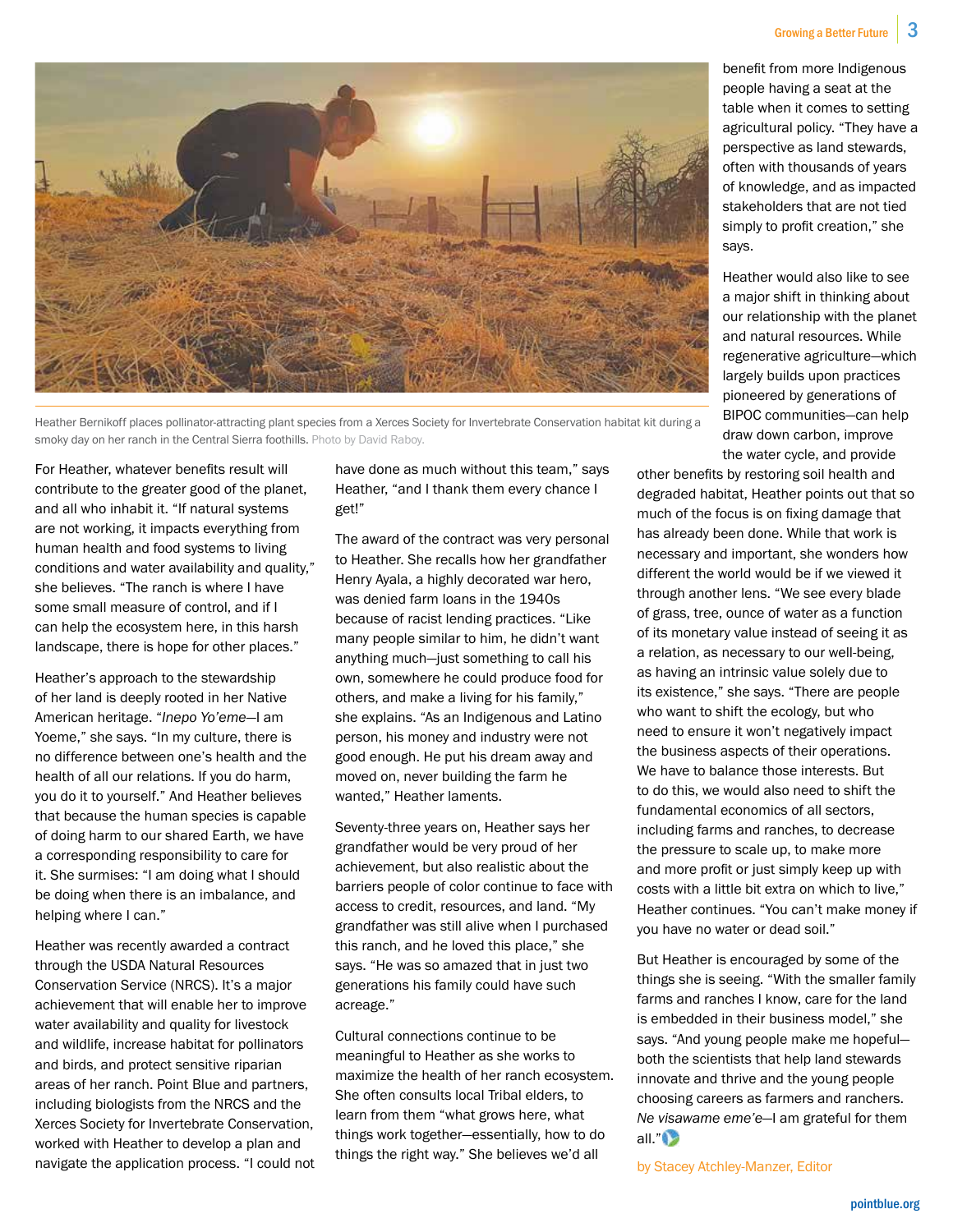Heather Bernikoff places pollinator-attracting plant species from a Xerces Society for Invertebrate Conservation habitat kit during a smoky day on her ranch in the Central Sierra foothills. Photo by David Raboy.

For Heather, whatever benefits result will contribute to the greater good of the planet, and all who inhabit it. "If natural systems are not working, it impacts everything from human health and food systems to living conditions and water availability and quality," she believes. "The ranch is where I have some small measure of control, and if I can help the ecosystem here, in this harsh landscape, there is hope for other places."

Heather's approach to the stewardship of her land is deeply rooted in her Native American heritage. "*Inepo Yo'eme*—I am Yoeme," she says. "In my culture, there is no difference between one's health and the health of all our relations. If you do harm, you do it to yourself." And Heather believes that because the human species is capable of doing harm to our shared Earth, we have a corresponding responsibility to care for it. She surmises: "I am doing what I should be doing when there is an imbalance, and helping where I can."

Heather was recently awarded a contract through the USDA Natural Resources Conservation Service (NRCS). It's a major achievement that will enable her to improve water availability and quality for livestock and wildlife, increase habitat for pollinators and birds, and protect sensitive riparian areas of her ranch. Point Blue and partners, including biologists from the NRCS and the Xerces Society for Invertebrate Conservation, worked with Heather to develop a plan and navigate the application process. "I could not have done as much without this team," says Heather, "and I thank them every chance I get!"

The award of the contract was very personal to Heather. She recalls how her grandfather Henry Ayala, a highly decorated war hero, was denied farm loans in the 1940s because of racist lending practices. "Like many people similar to him, he didn't want anything much—just something to call his own, somewhere he could produce food for others, and make a living for his family," she explains. "As an Indigenous and Latino person, his money and industry were not good enough. He put his dream away and moved on, never building the farm he wanted," Heather laments.

Seventy-three years on, Heather says her grandfather would be very proud of her achievement, but also realistic about the barriers people of color continue to face with access to credit, resources, and land. "My grandfather was still alive when I purchased this ranch, and he loved this place," she says. "He was so amazed that in just two generations his family could have such acreage."

Cultural connections continue to be meaningful to Heather as she works to maximize the health of her ranch ecosystem. She often consults local Tribal elders, to learn from them "what grows here, what things work together—essentially, how to do things the right way." She believes we'd all benefit from more Indigenous people having a seat at the table when it comes to setting agricultural policy. "They have a perspective as land stewards, often with thousands of years of knowledge, and as impacted stakeholders that are not tied simply to profit creation," she says.

Heather would also like to see a major shift in thinking about our relationship with the planet and natural resources. While regenerative agriculture—which largely builds upon practices pioneered by generations of BIPOC communities—can help draw down carbon, improve the water cycle, and provide other benefits by restoring soil health and degraded habitat, Heather points out that so much of the focus is on fixing damage that has already been done. While that work is necessary and important, she wonders how different the world would be if we viewed it through another lens. "We see every blade of grass, tree, ounce of water as a function of its monetary value instead of seeing it as a relation, as necessary to our well-being, as having an intrinsic value solely due to its existence," she says. "There are people who want to shift the ecology, but who need to ensure it won't negatively impact the business aspects of their operations. We have to balance those interests. But to do this, we would also need to shift the fundamental economics of all sectors, including farms and ranches, to decrease the pressure to scale up, to make more and more profit or just simply keep up with costs with a little bit extra on which to live," Heather continues. "You can't make money if you have no water or dead soil."

But Heather is encouraged by some of the things she is seeing. "With the smaller family farms and ranches I know, care for the land is embedded in their business model," she says. "And young people make me hopeful—both the scientists that help land stewards innovate and thrive and the young people choosing careers as farmers and ranchers. *Ne visawame eme'e*—I am grateful for them all."

by Stacey Atchley-Manzer, Editor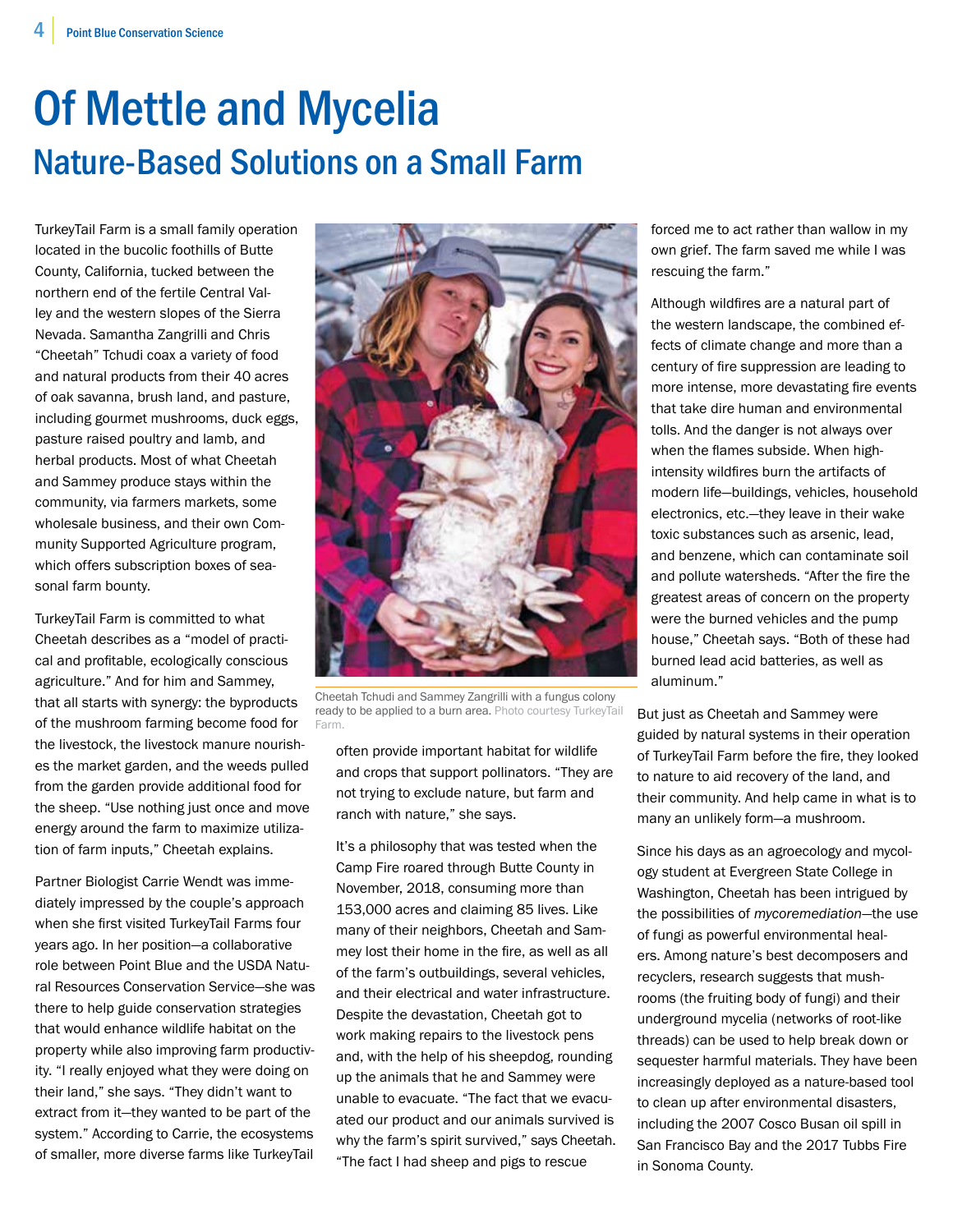# Of Mettle and Mycelia

## Nature-Based Solutions on a Small Farm

TurkeyTail Farm is a small family operation located in the bucolic foothills of Butte County, California, tucked between the northern end of the fertile Central Valley and the western slopes of the Sierra Nevada. Samantha Zangrilli and Chris "Cheetah" Tchudi coax a variety of food and natural products from their 40 acres of oak savanna, brush land, and pasture, including gourmet mushrooms, duck eggs, pasture raised poultry and lamb, and herbal products. Most of what Cheetah and Sammey produce stays within the community, via farmers markets, some wholesale business, and their own Community Supported Agriculture program, which offers subscription boxes of seasonal farm bounty.

TurkeyTail Farm is committed to what Cheetah describes as a "model of practical and profitable, ecologically conscious agriculture." And for him and Sammey, that all starts with synergy: the byproducts of the mushroom farming become food for the livestock, the livestock manure nourishes the market garden, and the weeds pulled from the garden provide additional food for the sheep. "Use nothing just once and move energy around the farm to maximize utilization of farm inputs," Cheetah explains.

Partner Biologist Carrie Wendt was immediately impressed by the couple's approach when she first visited TurkeyTail Farms four years ago. In her position—a collaborative role between Point Blue and the USDA Natural Resources Conservation Service—she was there to help guide conservation strategies that would enhance wildlife habitat on the property while also improving farm productivity. "I really enjoyed what they were doing on their land," she says. "They didn't want to extract from it—they wanted to be part of the system." According to Carrie, the ecosystems of smaller, more diverse farms like TurkeyTail often provide important habitat for wildlife and crops that support pollinators. "They are not trying to exclude nature, but farm and ranch with nature," she says.

Cheetah Tchudi and Sammey Zangrilli with a fungus colony ready to be applied to a burn area. Photo courtesy TurkeyTail Farm.

It's a philosophy that was tested when the Camp Fire roared through Butte County in November, 2018, consuming more than 153,000 acres and claiming 85 lives. Like many of their neighbors, Cheetah and Sammey lost their home in the fire, as well as all of the farm's outbuildings, several vehicles, and their electrical and water infrastructure. Despite the devastation, Cheetah got to work making repairs to the livestock pens and, with the help of his sheepdog, rounding up the animals that he and Sammey were unable to evacuate. "The fact that we evacuated our product and our animals survived is why the farm's spirit survived," says Cheetah. "The fact I had sheep and pigs to rescue forced me to act rather than wallow in my own grief. The farm saved me while I was rescuing the farm."

Although wildfires are a natural part of the western landscape, the combined effects of climate change and more than a century of fire suppression are leading to more intense, more devastating fire events that take dire human and environmental tolls. And the danger is not always over when the flames subside. When high-intensity wildfires burn the artifacts of modern life—buildings, vehicles, household electronics, etc.—they leave in their wake toxic substances such as arsenic, lead, and benzene, which can contaminate soil and pollute watersheds. "After the fire the greatest areas of concern on the property were the burned vehicles and the pump house," Cheetah says. "Both of these had burned lead acid batteries, as well as aluminum."

But just as Cheetah and Sammey were guided by natural systems in their operation of TurkeyTail Farm before the fire, they looked to nature to aid recovery of the land, and their community. And help came in what is to many an unlikely form—a mushroom.

Since his days as an agroecology and mycology student at Evergreen State College in Washington, Cheetah has been intrigued by the possibilities of *mycoremediation*—the use of fungi as powerful environmental healers. Among nature's best decomposers and recyclers, research suggests that mushrooms (the fruiting body of fungi) and their underground mycelia (networks of root-like threads) can be used to help break down or sequester harmful materials. They have been increasingly deployed as a nature-based tool to clean up after environmental disasters, including the 2007 Cosco Busan oil spill in San Francisco Bay and the 2017 Tubbs Fire in Sonoma County.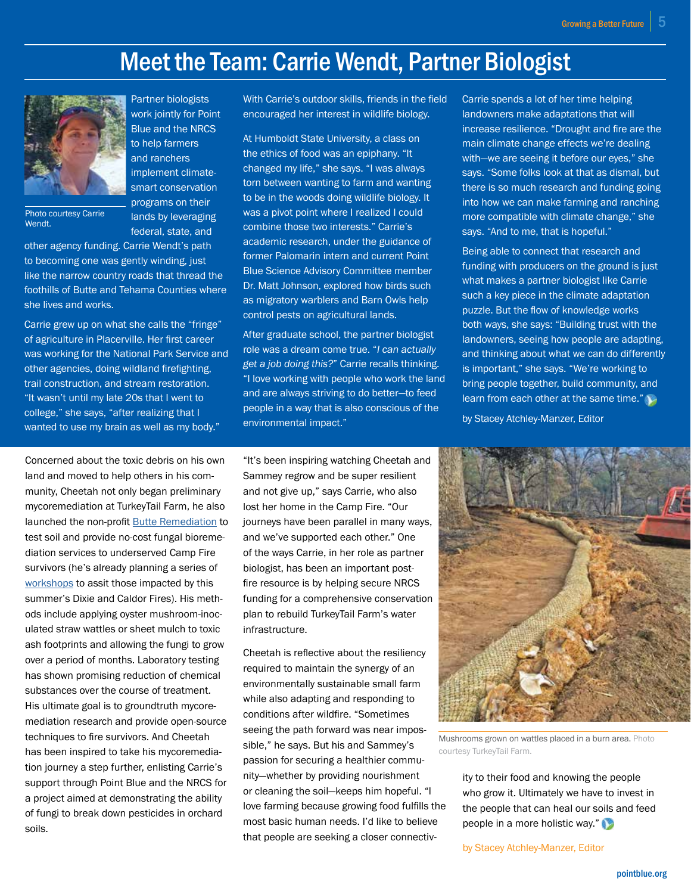# Meet the Team: Carrie Wendt, Partner Biologist

Photo courtesy Carrie Wendt.

Partner biologists work jointly for Point Blue and the NRCS to help farmers and ranchers implement climate-smart conservation programs on their lands by leveraging federal, state, and other agency funding. Carrie Wendt's path to becoming one was gently winding, just like the narrow country roads that thread the foothills of Butte and Tehama Counties where she lives and works.

Carrie grew up on what she calls the "fringe" of agriculture in Placerville. Her first career was working for the National Park Service and other agencies, doing wildland firefighting, trail construction, and stream restoration. "It wasn't until my late 20s that I went to college," she says, "after realizing that I wanted to use my brain as well as my body."

With Carrie's outdoor skills, friends in the field encouraged her interest in wildlife biology.

At Humboldt State University, a class on the ethics of food was an epiphany. "It changed my life," she says. "I was always torn between wanting to farm and wanting to be in the woods doing wildlife biology. It was a pivot point where I realized I could combine those two interests." Carrie's academic research, under the guidance of former Palomarin intern and current Point Blue Science Advisory Committee member Dr. Matt Johnson, explored how birds such as migratory warblers and Barn Owls help control pests on agricultural lands.

After graduate school, the partner biologist role was a dream come true. "*I can actually get a job doing this?*" Carrie recalls thinking. "I love working with people who work the land and are always striving to do better—to feed people in a way that is also conscious of the environmental impact."

Carrie spends a lot of her time helping landowners make adaptations that will increase resilience. "Drought and fire are the main climate change effects we're dealing with—we are seeing it before our eyes," she says. "Some folks look at that as dismal, but there is so much research and funding going into how we can make farming and ranching more compatible with climate change," she says. "And to me, that is hopeful."

Being able to connect that research and funding with producers on the ground is just what makes a partner biologist like Carrie such a key piece in the climate adaptation puzzle. But the flow of knowledge works both ways, she says: "Building trust with the landowners, seeing how people are adapting, and thinking about what we can do differently is important," she says. "We're working to bring people together, build community, and learn from each other at the same time."

by Stacey Atchley-Manzer, Editor

---

Concerned about the toxic debris on his own land and moved to help others in his community, Cheetah not only began preliminary mycoremediation at TurkeyTail Farm, he also launched the non-profit Butte Remediation to test soil and provide no-cost fungal bioremediation services to underserved Camp Fire survivors (he's already planning a series of workshops to assit those impacted by this summer's Dixie and Caldor Fires). His methods include applying oyster mushroom-inoculated straw wattles or sheet mulch to toxic ash footprints and allowing the fungi to grow over a period of months. Laboratory testing has shown promising reduction of chemical substances over the course of treatment. His ultimate goal is to groundtruth mycoremediation research and provide open-source techniques to fire survivors. And Cheetah has been inspired to take his mycoremediation journey a step further, enlisting Carrie's support through Point Blue and the NRCS for a project aimed at demonstrating the ability of fungi to break down pesticides in orchard soils.

"It's been inspiring watching Cheetah and Sammey regrow and be super resilient and not give up," says Carrie, who also lost her home in the Camp Fire. "Our journeys have been parallel in many ways, and we've supported each other." One of the ways Carrie, in her role as partner biologist, has been an important post-fire resource is by helping secure NRCS funding for a comprehensive conservation plan to rebuild TurkeyTail Farm's water infrastructure.

Cheetah is reflective about the resiliency required to maintain the synergy of an environmentally sustainable small farm while also adapting and responding to conditions after wildfire. "Sometimes seeing the path forward was near impossible," he says. But his and Sammey's passion for securing a healthier community—whether by providing nourishment or cleaning the soil—keeps him hopeful. "I love farming because growing food fulfills the most basic human needs. I'd like to believe that people are seeking a closer connectivity to their food and knowing the people who grow it. Ultimately we have to invest in the people that can heal our soils and feed people in a more holistic way."

Mushrooms grown on wattles placed in a burn area. Photo courtesy TurkeyTail Farm.

by Stacey Atchley-Manzer, Editor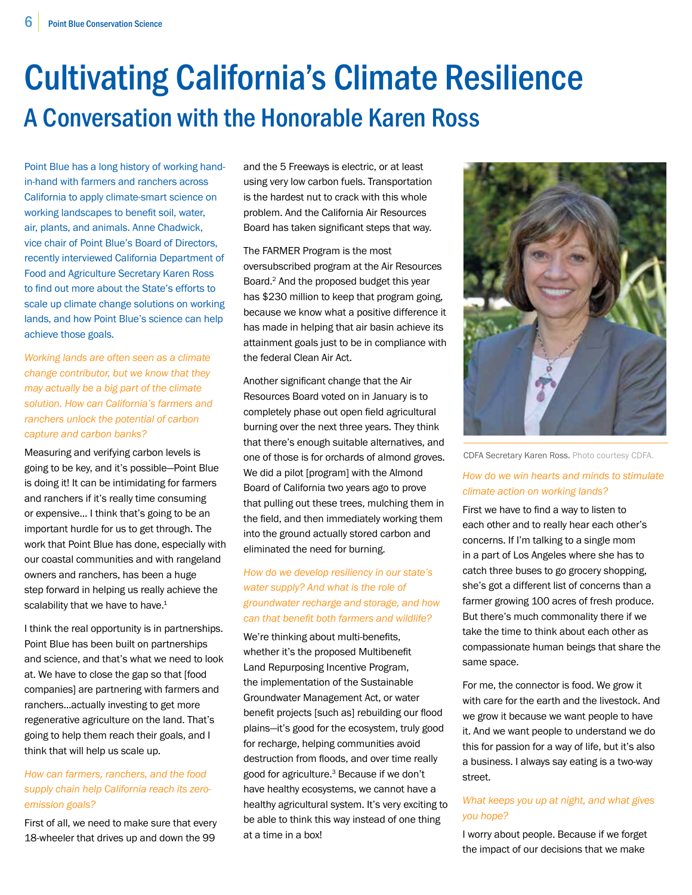# Cultivating California's Climate Resilience

## A Conversation with the Honorable Karen Ross

Point Blue has a long history of working hand-in-hand with farmers and ranchers across California to apply climate-smart science on working landscapes to benefit soil, water, air, plants, and animals. Anne Chadwick, vice chair of Point Blue's Board of Directors, recently interviewed California Department of Food and Agriculture Secretary Karen Ross to find out more about the State's efforts to scale up climate change solutions on working lands, and how Point Blue's science can help achieve those goals.

*Working lands are often seen as a climate change contributor, but we know that they may actually be a big part of the climate solution. How can California's farmers and ranchers unlock the potential of carbon capture and carbon banks?*

Measuring and verifying carbon levels is going to be key, and it's possible—Point Blue is doing it! It can be intimidating for farmers and ranchers if it's really time consuming or expensive... I think that's going to be an important hurdle for us to get through. The work that Point Blue has done, especially with our coastal communities and with rangeland owners and ranchers, has been a huge step forward in helping us really achieve the scalability that we have to have.[1]

I think the real opportunity is in partnerships. Point Blue has been built on partnerships and science, and that's what we need to look at. We have to close the gap so that [food companies] are partnering with farmers and ranchers...actually investing to get more regenerative agriculture on the land. That's going to help them reach their goals, and I think that will help us scale up.

*How can farmers, ranchers, and the food supply chain help California reach its zero-emission goals?*

First of all, we need to make sure that every 18-wheeler that drives up and down the 99 and the 5 Freeways is electric, or at least using very low carbon fuels. Transportation is the hardest nut to crack with this whole problem. And the California Air Resources Board has taken significant steps that way.

The FARMER Program is the most oversubscribed program at the Air Resources Board.[2] And the proposed budget this year has $230 million to keep that program going, because we know what a positive difference it has made in helping that air basin achieve its attainment goals just to be in compliance with the federal Clean Air Act.

Another significant change that the Air Resources Board voted on in January is to completely phase out open field agricultural burning over the next three years. They think that there's enough suitable alternatives, and one of those is for orchards of almond groves. We did a pilot [program] with the Almond Board of California two years ago to prove that pulling out these trees, mulching them in the field, and then immediately working them into the ground actually stored carbon and eliminated the need for burning.

*How do we develop resiliency in our state's water supply? And what is the role of groundwater recharge and storage, and how can that benefit both farmers and wildlife?*

We're thinking about multi-benefits, whether it's the proposed Multibenefit Land Repurposing Incentive Program, the implementation of the Sustainable Groundwater Management Act, or water benefit projects [such as] rebuilding our flood plains—it's good for the ecosystem, truly good for recharge, helping communities avoid destruction from floods, and over time really good for agriculture.[3] Because if we don't have healthy ecosystems, we cannot have a healthy agricultural system. It's very exciting to be able to think this way instead of one thing at a time in a box!

CDFA Secretary Karen Ross. Photo courtesy CDFA.

*How do we win hearts and minds to stimulate climate action on working lands?*

First we have to find a way to listen to each other and to really hear each other's concerns. If I'm talking to a single mom in a part of Los Angeles where she has to catch three buses to go grocery shopping, she's got a different list of concerns than a farmer growing 100 acres of fresh produce. But there's much commonality there if we take the time to think about each other as compassionate human beings that share the same space.

For me, the connector is food. We grow it with care for the earth and the livestock. And we grow it because we want people to have it. And we want people to understand we do this for passion for a way of life, but it's also a business. I always say eating is a two-way street.

*What keeps you up at night, and what gives you hope?*

I worry about people. Because if we forget the impact of our decisions that we make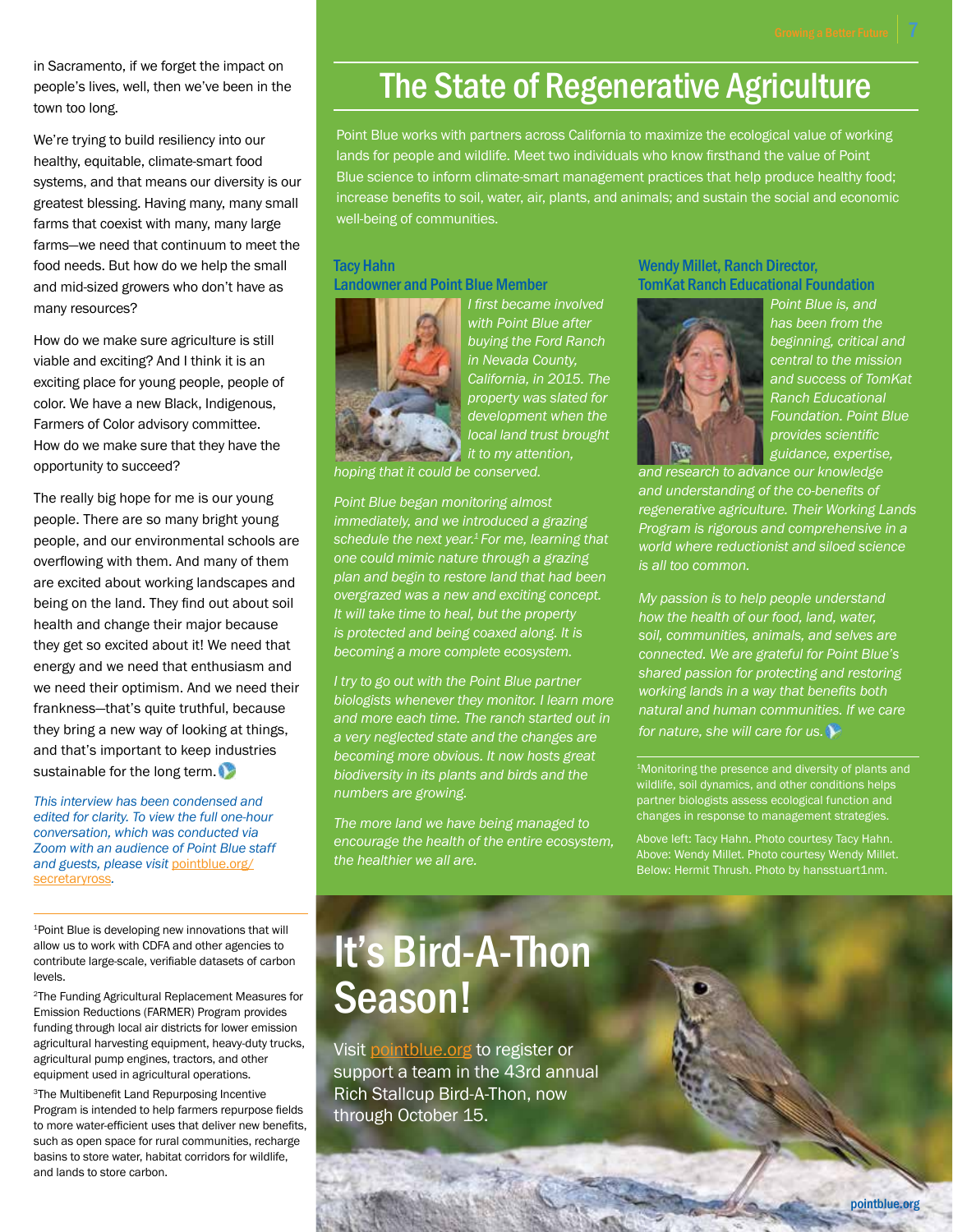in Sacramento, if we forget the impact on people's lives, well, then we've been in the town too long.

We're trying to build resiliency into our healthy, equitable, climate-smart food systems, and that means our diversity is our greatest blessing. Having many, many small farms that coexist with many, many large farms—we need that continuum to meet the food needs. But how do we help the small and mid-sized growers who don't have as many resources?

How do we make sure agriculture is still viable and exciting? And I think it is an exciting place for young people, people of color. We have a new Black, Indigenous, Farmers of Color advisory committee. How do we make sure that they have the opportunity to succeed?

The really big hope for me is our young people. There are so many bright young people, and our environmental schools are overflowing with them. And many of them are excited about working landscapes and being on the land. They find out about soil health and change their major because they get so excited about it! We need that energy and we need that enthusiasm and we need their optimism. And we need their frankness—that's quite truthful, because they bring a new way of looking at things, and that's important to keep industries sustainable for the long term.

*This interview has been condensed and edited for clarity. To view the full one-hour conversation, which was conducted via Zoom with an audience of Point Blue staff and guests, please visit pointblue.org/secretaryross.*

[1]Point Blue is developing new innovations that will allow us to work with CDFA and other agencies to contribute large-scale, verifiable datasets of carbon levels.

[2]The Funding Agricultural Replacement Measures for Emission Reductions (FARMER) Program provides funding through local air districts for lower emission agricultural harvesting equipment, heavy-duty trucks, agricultural pump engines, tractors, and other equipment used in agricultural operations.

[3]The Multibenefit Land Repurposing Incentive Program is intended to help farmers repurpose fields to more water-efficient uses that deliver new benefits, such as open space for rural communities, recharge basins to store water, habitat corridors for wildlife, and lands to store carbon.

# The State of Regenerative Agriculture

Point Blue works with partners across California to maximize the ecological value of working lands for people and wildlife. Meet two individuals who know firsthand the value of Point Blue science to inform climate-smart management practices that help produce healthy food; increase benefits to soil, water, air, plants, and animals; and sustain the social and economic well-being of communities.

### Tacy Hahn
### Landowner and Point Blue Member

*I first became involved with Point Blue after buying the Ford Ranch in Nevada County, California, in 2015. The property was slated for development when the local land trust brought it to my attention, hoping that it could be conserved.*

*Point Blue began monitoring almost immediately, and we introduced a grazing schedule the next year.[1] For me, learning that one could mimic nature through a grazing plan and begin to restore land that had been overgrazed was a new and exciting concept. It will take time to heal, but the property is protected and being coaxed along. It is becoming a more complete ecosystem.*

*I try to go out with the Point Blue partner biologists whenever they monitor. I learn more and more each time. The ranch started out in a very neglected state and the changes are becoming more obvious. It now hosts great biodiversity in its plants and birds and the numbers are growing.*

*The more land we have being managed to encourage the health of the entire ecosystem, the healthier we all are.*

### Wendy Millet, Ranch Director,
### TomKat Ranch Educational Foundation

*Point Blue is, and has been from the beginning, critical and central to the mission and success of TomKat Ranch Educational Foundation. Point Blue provides scientific guidance, expertise, and research to advance our knowledge and understanding of the co-benefits of regenerative agriculture. Their Working Lands Program is rigorous and comprehensive in a world where reductionist and siloed science is all too common.*

*My passion is to help people understand how the health of our food, land, water, soil, communities, animals, and selves are connected. We are grateful for Point Blue's shared passion for protecting and restoring working lands in a way that benefits both natural and human communities. If we care for nature, she will care for us.*

[1]Monitoring the presence and diversity of plants and wildlife, soil dynamics, and other conditions helps partner biologists assess ecological function and changes in response to management strategies.

Above left: Tacy Hahn. Photo courtesy Tacy Hahn.
Above: Wendy Millet. Photo courtesy Wendy Millet.
Below: Hermit Thrush. Photo by hansstuart1nm.

# It's Bird-A-Thon Season!

Visit pointblue.org to register or support a team in the 43rd annual Rich Stallcup Bird-A-Thon, now through October 15.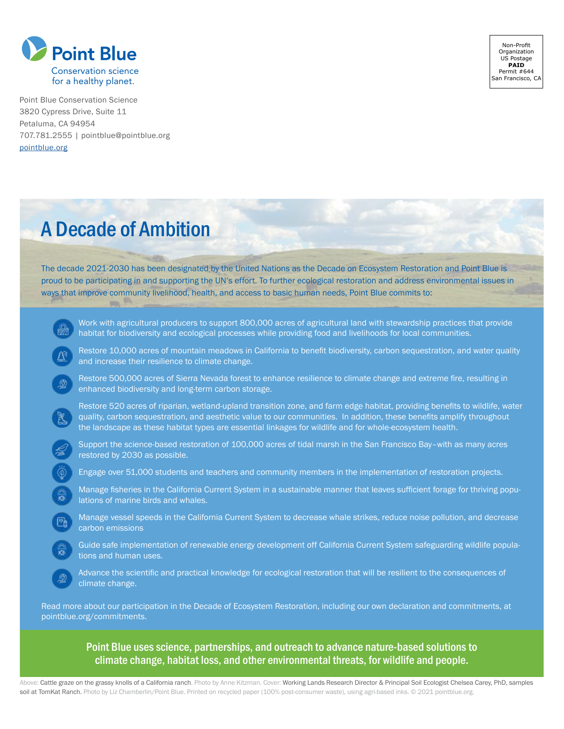**Point Blue**
Conservation science
for a healthy planet.

Point Blue Conservation Science
3820 Cypress Drive, Suite 11
Petaluma, CA 94954
707.781.2555 | pointblue@pointblue.org
pointblue.org

Non-Profit
Organization
US Postage
**PAID**
Permit #644
San Francisco, CA

# A Decade of Ambition

The decade 2021-2030 has been designated by the United Nations as the Decade on Ecosystem Restoration and Point Blue is proud to be participating in and supporting the UN's effort. To further ecological restoration and address environmental issues in ways that improve community livelihood, health, and access to basic human needs, Point Blue commits to:

- Work with agricultural producers to support 800,000 acres of agricultural land with stewardship practices that provide habitat for biodiversity and ecological processes while providing food and livelihoods for local communities.
- Restore 10,000 acres of mountain meadows in California to benefit biodiversity, carbon sequestration, and water quality and increase their resilience to climate change.
- Restore 500,000 acres of Sierra Nevada forest to enhance resilience to climate change and extreme fire, resulting in enhanced biodiversity and long-term carbon storage.
- Restore 520 acres of riparian, wetland-upland transition zone, and farm edge habitat, providing benefits to wildlife, water quality, carbon sequestration, and aesthetic value to our communities. In addition, these benefits amplify throughout the landscape as these habitat types are essential linkages for wildlife and for whole-ecosystem health.
- Support the science-based restoration of 100,000 acres of tidal marsh in the San Francisco Bay–with as many acres restored by 2030 as possible.
- Engage over 51,000 students and teachers and community members in the implementation of restoration projects.
- Manage fisheries in the California Current System in a sustainable manner that leaves sufficient forage for thriving populations of marine birds and whales.
- Manage vessel speeds in the California Current System to decrease whale strikes, reduce noise pollution, and decrease carbon emissions
- Guide safe implementation of renewable energy development off California Current System safeguarding wildlife populations and human uses.
- Advance the scientific and practical knowledge for ecological restoration that will be resilient to the consequences of climate change.

Read more about our participation in the Decade of Ecosystem Restoration, including our own declaration and commitments, at pointblue.org/commitments.

**Point Blue uses science, partnerships, and outreach to advance nature-based solutions to climate change, habitat loss, and other environmental threats, for wildlife and people.**

Above: Cattle graze on the grassy knolls of a California ranch. Photo by Anne Kitzman. Cover: Working Lands Research Director & Principal Soil Ecologist Chelsea Carey, PhD, samples soil at TomKat Ranch. Photo by Liz Chamberlin/Point Blue. Printed on recycled paper (100% post-consumer waste), using agri-based inks. © 2021 pointblue.org.